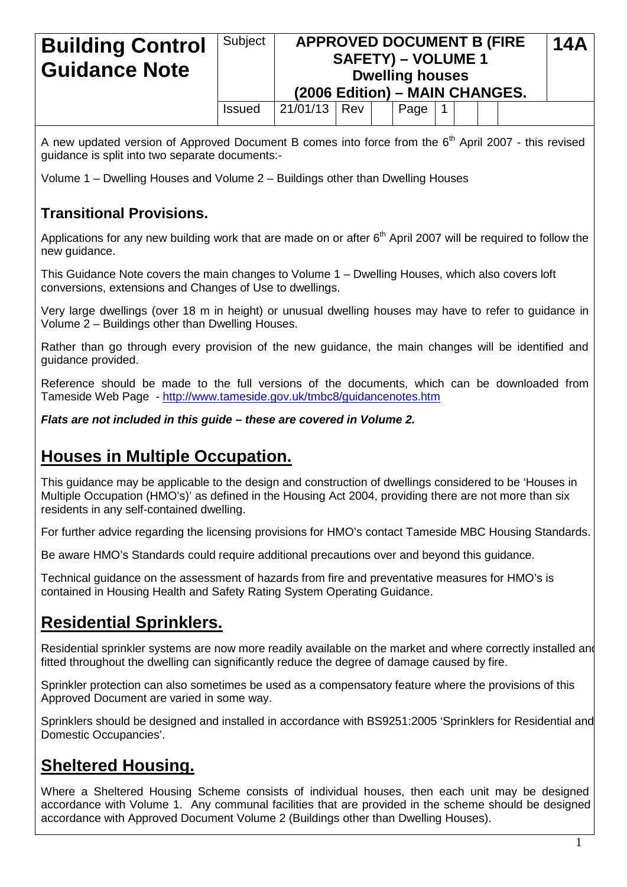| Building Control Guidance Note | Subject | APPROVED DOCUMENT B (FIRE SAFETY) – VOLUME 1 Dwelling houses (2006 Edition) – MAIN CHANGES. | | | | | | 14A |
|---|---|---|---|---|---|---|---|---|
| | Issued | 21/01/13 | Rev | | Page | 1 | | |

A new updated version of Approved Document B comes into force from the 6th April 2007 - this revised guidance is split into two separate documents:-

Volume 1 – Dwelling Houses and Volume 2 – Buildings other than Dwelling Houses

## Transitional Provisions.

Applications for any new building work that are made on or after 6th April 2007 will be required to follow the new guidance.

This Guidance Note covers the main changes to Volume 1 – Dwelling Houses, which also covers loft conversions, extensions and Changes of Use to dwellings.

Very large dwellings (over 18 m in height) or unusual dwelling houses may have to refer to guidance in Volume 2 – Buildings other than Dwelling Houses.

Rather than go through every provision of the new guidance, the main changes will be identified and guidance provided.

Reference should be made to the full versions of the documents, which can be downloaded from Tameside Web Page - http://www.tameside.gov.uk/tmbc8/guidancenotes.htm

***Flats are not included in this guide – these are covered in Volume 2.***

## Houses in Multiple Occupation.

This guidance may be applicable to the design and construction of dwellings considered to be 'Houses in Multiple Occupation (HMO's)' as defined in the Housing Act 2004, providing there are not more than six residents in any self-contained dwelling.

For further advice regarding the licensing provisions for HMO's contact Tameside MBC Housing Standards.

Be aware HMO's Standards could require additional precautions over and beyond this guidance.

Technical guidance on the assessment of hazards from fire and preventative measures for HMO's is contained in Housing Health and Safety Rating System Operating Guidance.

## Residential Sprinklers.

Residential sprinkler systems are now more readily available on the market and where correctly installed and fitted throughout the dwelling can significantly reduce the degree of damage caused by fire.

Sprinkler protection can also sometimes be used as a compensatory feature where the provisions of this Approved Document are varied in some way.

Sprinklers should be designed and installed in accordance with BS9251:2005 'Sprinklers for Residential and Domestic Occupancies'.

## Sheltered Housing.

Where a Sheltered Housing Scheme consists of individual houses, then each unit may be designed accordance with Volume 1. Any communal facilities that are provided in the scheme should be designed accordance with Approved Document Volume 2 (Buildings other than Dwelling Houses).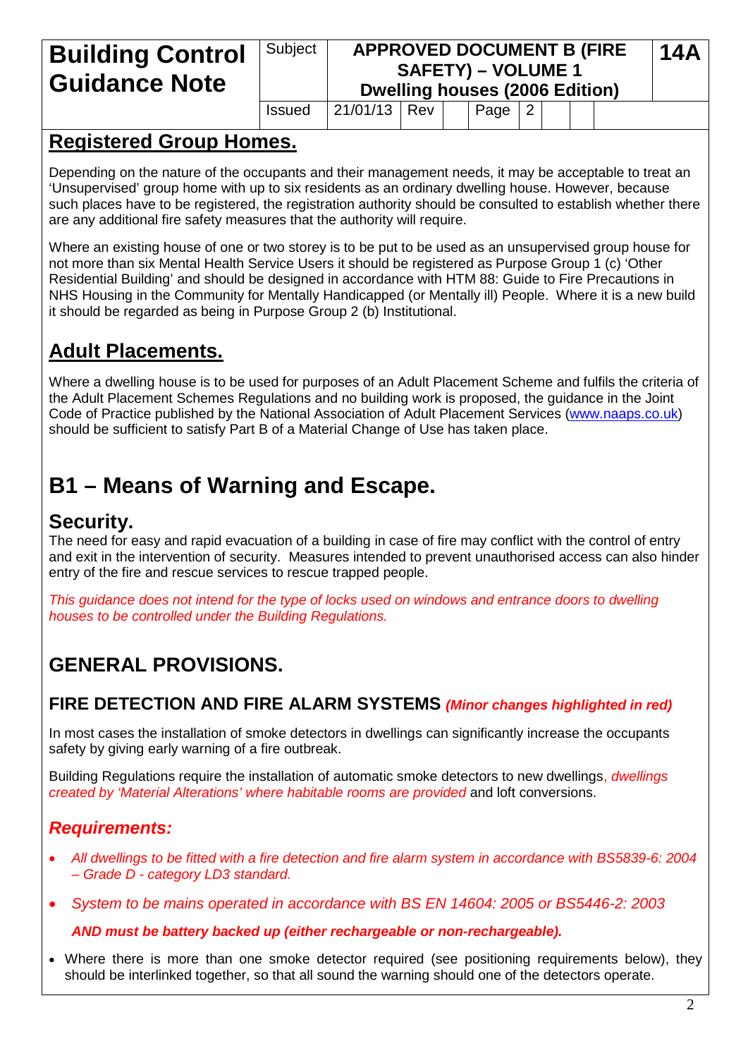## Registered Group Homes.

Depending on the nature of the occupants and their management needs, it may be acceptable to treat an 'Unsupervised' group home with up to six residents as an ordinary dwelling house. However, because such places have to be registered, the registration authority should be consulted to establish whether there are any additional fire safety measures that the authority will require.

Where an existing house of one or two storey is to be put to be used as an unsupervised group house for not more than six Mental Health Service Users it should be registered as Purpose Group 1 (c) 'Other Residential Building' and should be designed in accordance with HTM 88: Guide to Fire Precautions in NHS Housing in the Community for Mentally Handicapped (or Mentally ill) People. Where it is a new build it should be regarded as being in Purpose Group 2 (b) Institutional.

## Adult Placements.

Where a dwelling house is to be used for purposes of an Adult Placement Scheme and fulfils the criteria of the Adult Placement Schemes Regulations and no building work is proposed, the guidance in the Joint Code of Practice published by the National Association of Adult Placement Services (www.naaps.co.uk) should be sufficient to satisfy Part B of a Material Change of Use has taken place.

# B1 – Means of Warning and Escape.

## Security.

The need for easy and rapid evacuation of a building in case of fire may conflict with the control of entry and exit in the intervention of security. Measures intended to prevent unauthorised access can also hinder entry of the fire and rescue services to rescue trapped people.

*This guidance does not intend for the type of locks used on windows and entrance doors to dwelling houses to be controlled under the Building Regulations.*

## GENERAL PROVISIONS.

### FIRE DETECTION AND FIRE ALARM SYSTEMS *(Minor changes highlighted in red)*

In most cases the installation of smoke detectors in dwellings can significantly increase the occupants safety by giving early warning of a fire outbreak.

Building Regulations require the installation of automatic smoke detectors to new dwellings, *dwellings created by 'Material Alterations' where habitable rooms are provided* and loft conversions.

### *Requirements:*

- *All dwellings to be fitted with a fire detection and fire alarm system in accordance with BS5839-6: 2004 – Grade D - category LD3 standard.*
- *System to be mains operated in accordance with BS EN 14604: 2005 or BS5446-2: 2003*

  ***AND must be battery backed up (either rechargeable or non-rechargeable).***
- Where there is more than one smoke detector required (see positioning requirements below), they should be interlinked together, so that all sound the warning should one of the detectors operate.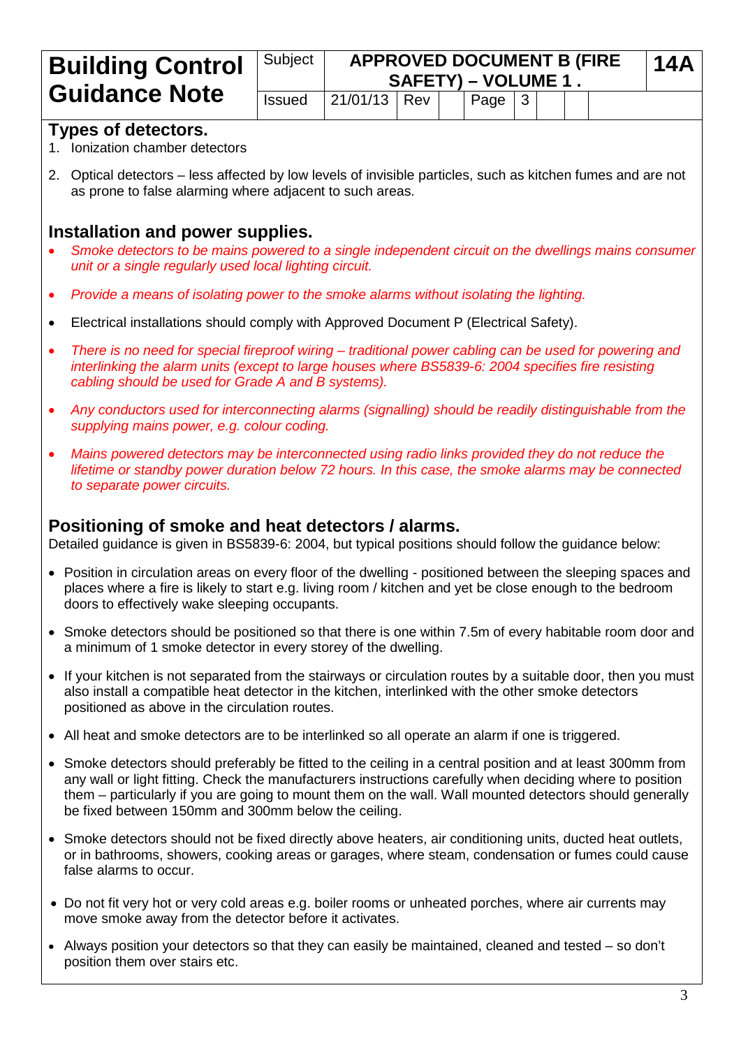## Types of detectors.

1. Ionization chamber detectors
2. Optical detectors – less affected by low levels of invisible particles, such as kitchen fumes and are not as prone to false alarming where adjacent to such areas.

## Installation and power supplies.

- *Smoke detectors to be mains powered to a single independent circuit on the dwellings mains consumer unit or a single regularly used local lighting circuit.*
- *Provide a means of isolating power to the smoke alarms without isolating the lighting.*
- Electrical installations should comply with Approved Document P (Electrical Safety).
- *There is no need for special fireproof wiring – traditional power cabling can be used for powering and interlinking the alarm units (except to large houses where BS5839-6: 2004 specifies fire resisting cabling should be used for Grade A and B systems).*
- *Any conductors used for interconnecting alarms (signalling) should be readily distinguishable from the supplying mains power, e.g. colour coding.*
- *Mains powered detectors may be interconnected using radio links provided they do not reduce the lifetime or standby power duration below 72 hours. In this case, the smoke alarms may be connected to separate power circuits.*

## Positioning of smoke and heat detectors / alarms.

Detailed guidance is given in BS5839-6: 2004, but typical positions should follow the guidance below:

- Position in circulation areas on every floor of the dwelling - positioned between the sleeping spaces and places where a fire is likely to start e.g. living room / kitchen and yet be close enough to the bedroom doors to effectively wake sleeping occupants.
- Smoke detectors should be positioned so that there is one within 7.5m of every habitable room door and a minimum of 1 smoke detector in every storey of the dwelling.
- If your kitchen is not separated from the stairways or circulation routes by a suitable door, then you must also install a compatible heat detector in the kitchen, interlinked with the other smoke detectors positioned as above in the circulation routes.
- All heat and smoke detectors are to be interlinked so all operate an alarm if one is triggered.
- Smoke detectors should preferably be fitted to the ceiling in a central position and at least 300mm from any wall or light fitting. Check the manufacturers instructions carefully when deciding where to position them – particularly if you are going to mount them on the wall. Wall mounted detectors should generally be fixed between 150mm and 300mm below the ceiling.
- Smoke detectors should not be fixed directly above heaters, air conditioning units, ducted heat outlets, or in bathrooms, showers, cooking areas or garages, where steam, condensation or fumes could cause false alarms to occur.
- Do not fit very hot or very cold areas e.g. boiler rooms or unheated porches, where air currents may move smoke away from the detector before it activates.
- Always position your detectors so that they can easily be maintained, cleaned and tested – so don't position them over stairs etc.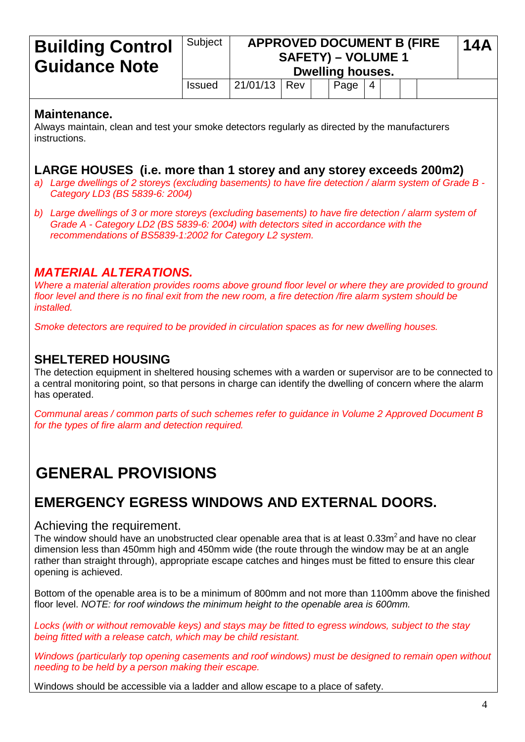## Maintenance.

Always maintain, clean and test your smoke detectors regularly as directed by the manufacturers instructions.

## LARGE HOUSES (i.e. more than 1 storey and any storey exceeds 200m2)

*a) Large dwellings of 2 storeys (excluding basements) to have fire detection / alarm system of Grade B - Category LD3 (BS 5839-6: 2004)*

*b) Large dwellings of 3 or more storeys (excluding basements) to have fire detection / alarm system of Grade A - Category LD2 (BS 5839-6: 2004) with detectors sited in accordance with the recommendations of BS5839-1:2002 for Category L2 system.*

## *MATERIAL ALTERATIONS.*

*Where a material alteration provides rooms above ground floor level or where they are provided to ground floor level and there is no final exit from the new room, a fire detection /fire alarm system should be installed.*

*Smoke detectors are required to be provided in circulation spaces as for new dwelling houses.*

## SHELTERED HOUSING

The detection equipment in sheltered housing schemes with a warden or supervisor are to be connected to a central monitoring point, so that persons in charge can identify the dwelling of concern where the alarm has operated.

*Communal areas / common parts of such schemes refer to guidance in Volume 2 Approved Document B for the types of fire alarm and detection required.*

# GENERAL PROVISIONS

## EMERGENCY EGRESS WINDOWS AND EXTERNAL DOORS.

### Achieving the requirement.

The window should have an unobstructed clear openable area that is at least 0.33m$^2$ and have no clear dimension less than 450mm high and 450mm wide (the route through the window may be at an angle rather than straight through), appropriate escape catches and hinges must be fitted to ensure this clear opening is achieved.

Bottom of the openable area is to be a minimum of 800mm and not more than 1100mm above the finished floor level. *NOTE: for roof windows the minimum height to the openable area is 600mm.*

*Locks (with or without removable keys) and stays may be fitted to egress windows, subject to the stay being fitted with a release catch, which may be child resistant.*

*Windows (particularly top opening casements and roof windows) must be designed to remain open without needing to be held by a person making their escape.*

Windows should be accessible via a ladder and allow escape to a place of safety.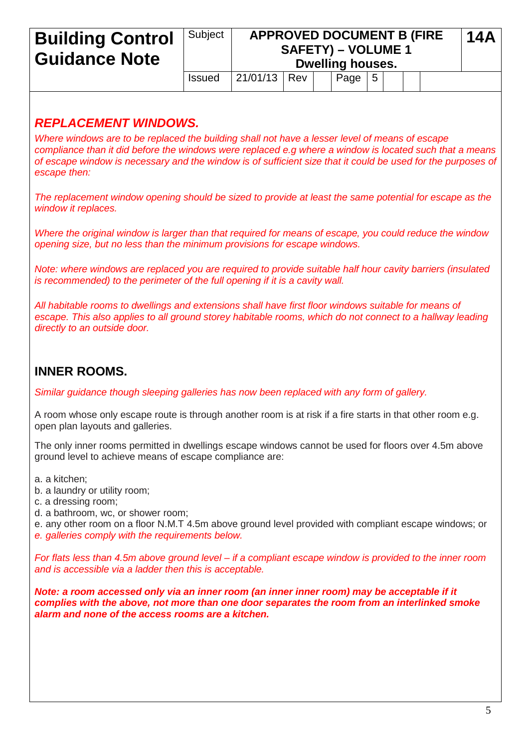## *REPLACEMENT WINDOWS.*

*Where windows are to be replaced the building shall not have a lesser level of means of escape compliance than it did before the windows were replaced e.g where a window is located such that a means of escape window is necessary and the window is of sufficient size that it could be used for the purposes of escape then:*

*The replacement window opening should be sized to provide at least the same potential for escape as the window it replaces.*

*Where the original window is larger than that required for means of escape, you could reduce the window opening size, but no less than the minimum provisions for escape windows.*

*Note: where windows are replaced you are required to provide suitable half hour cavity barriers (insulated is recommended) to the perimeter of the full opening if it is a cavity wall.*

*All habitable rooms to dwellings and extensions shall have first floor windows suitable for means of escape. This also applies to all ground storey habitable rooms, which do not connect to a hallway leading directly to an outside door.*

## INNER ROOMS.

*Similar guidance though sleeping galleries has now been replaced with any form of gallery.*

A room whose only escape route is through another room is at risk if a fire starts in that other room e.g. open plan layouts and galleries.

The only inner rooms permitted in dwellings escape windows cannot be used for floors over 4.5m above ground level to achieve means of escape compliance are:

a. a kitchen;
b. a laundry or utility room;
c. a dressing room;
d. a bathroom, wc, or shower room;
e. any other room on a floor N.M.T 4.5m above ground level provided with compliant escape windows; or
*e. galleries comply with the requirements below.*

*For flats less than 4.5m above ground level – if a compliant escape window is provided to the inner room and is accessible via a ladder then this is acceptable.*

***Note: a room accessed only via an inner room (an inner inner room) may be acceptable if it complies with the above, not more than one door separates the room from an interlinked smoke alarm and none of the access rooms are a kitchen.***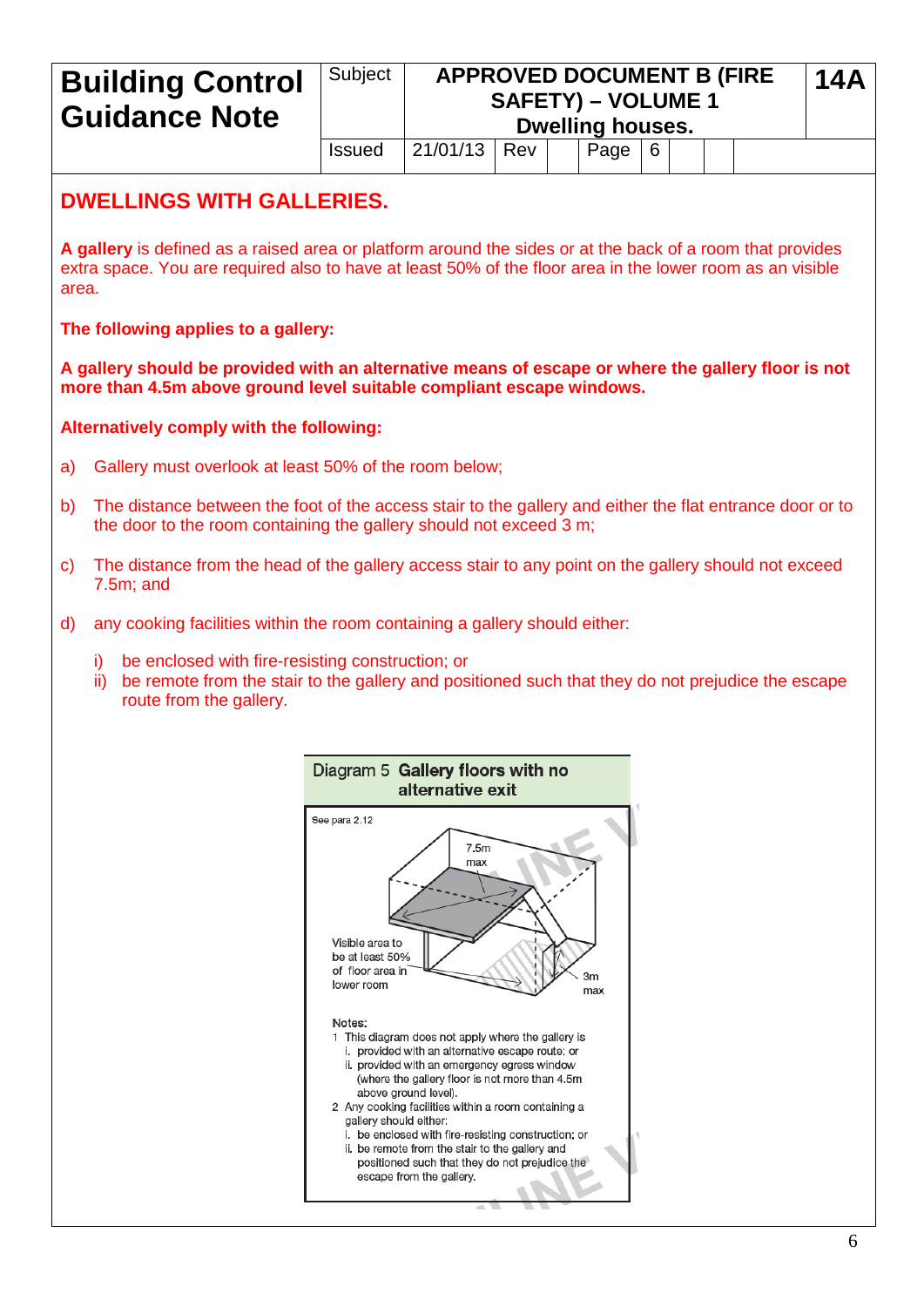| Building Control Guidance Note | Subject | APPROVED DOCUMENT B (FIRE SAFETY) – VOLUME 1 Dwelling houses. | | | | | 14A |
|---|---|---|---|---|---|---|---|
| | Issued | 21/01/13 | Rev | | Page | 6 | |

## DWELLINGS WITH GALLERIES.

**A gallery** is defined as a raised area or platform around the sides or at the back of a room that provides extra space. You are required also to have at least 50% of the floor area in the lower room as an visible area.

**The following applies to a gallery:**

**A gallery should be provided with an alternative means of escape or where the gallery floor is not more than 4.5m above ground level suitable compliant escape windows.**

**Alternatively comply with the following:**

a) Gallery must overlook at least 50% of the room below;

b) The distance between the foot of the access stair to the gallery and either the flat entrance door or to the door to the room containing the gallery should not exceed 3 m;

c) The distance from the head of the gallery access stair to any point on the gallery should not exceed 7.5m; and

d) any cooking facilities within the room containing a gallery should either:

   i) be enclosed with fire-resisting construction; or
   ii) be remote from the stair to the gallery and positioned such that they do not prejudice the escape route from the gallery.

Diagram 5 **Gallery floors with no alternative exit**

See para 2.12

7.5m max

Visible area to be at least 50% of floor area in lower room

3m max

Notes:

1 This diagram does not apply where the gallery is
   i. provided with an alternative escape route; or
   ii. provided with an emergency egress window (where the gallery floor is not more than 4.5m above ground level).

2 Any cooking facilities within a room containing a gallery should either:
   i. be enclosed with fire-resisting construction; or
   ii. be remote from the stair to the gallery and positioned such that they do not prejudice the escape from the gallery.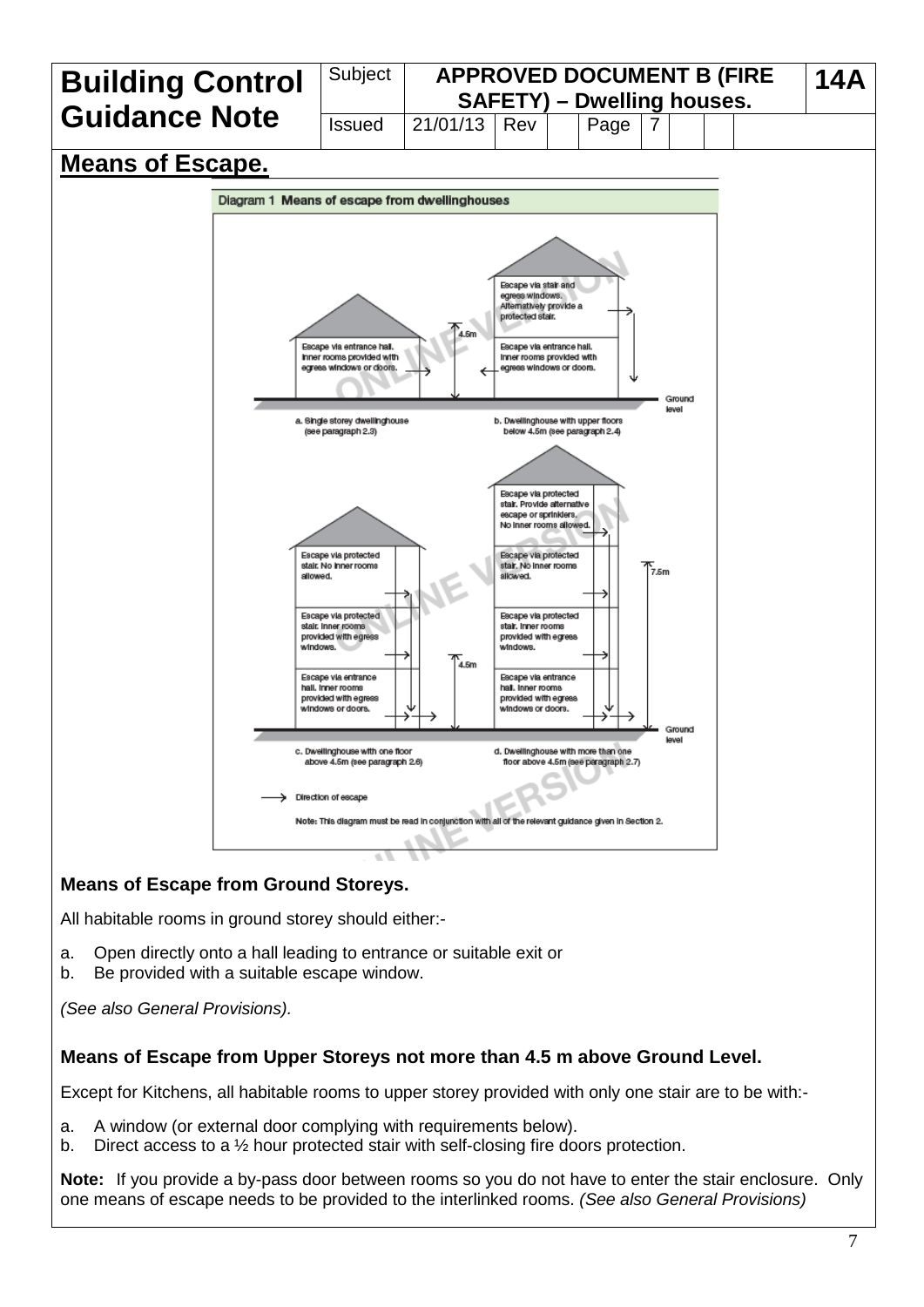## Means of Escape.

Diagram 1 Means of escape from dwellinghouses

a. Single storey dwellinghouse (see paragraph 2.3)

b. Dwellinghouse with upper floors below 4.5m (see paragraph 2.4)

c. Dwellinghouse with one floor above 4.5m (see paragraph 2.6)

d. Dwellinghouse with more than one floor above 4.5m (see paragraph 2.7)

→ Direction of escape

Note: This diagram must be read in conjunction with all of the relevant guidance given in Section 2.

### Means of Escape from Ground Storeys.

All habitable rooms in ground storey should either:-

a. Open directly onto a hall leading to entrance or suitable exit or
b. Be provided with a suitable escape window.

*(See also General Provisions).*

### Means of Escape from Upper Storeys not more than 4.5 m above Ground Level.

Except for Kitchens, all habitable rooms to upper storey provided with only one stair are to be with:-

a. A window (or external door complying with requirements below).
b. Direct access to a ½ hour protected stair with self-closing fire doors protection.

**Note:** If you provide a by-pass door between rooms so you do not have to enter the stair enclosure. Only one means of escape needs to be provided to the interlinked rooms. *(See also General Provisions)*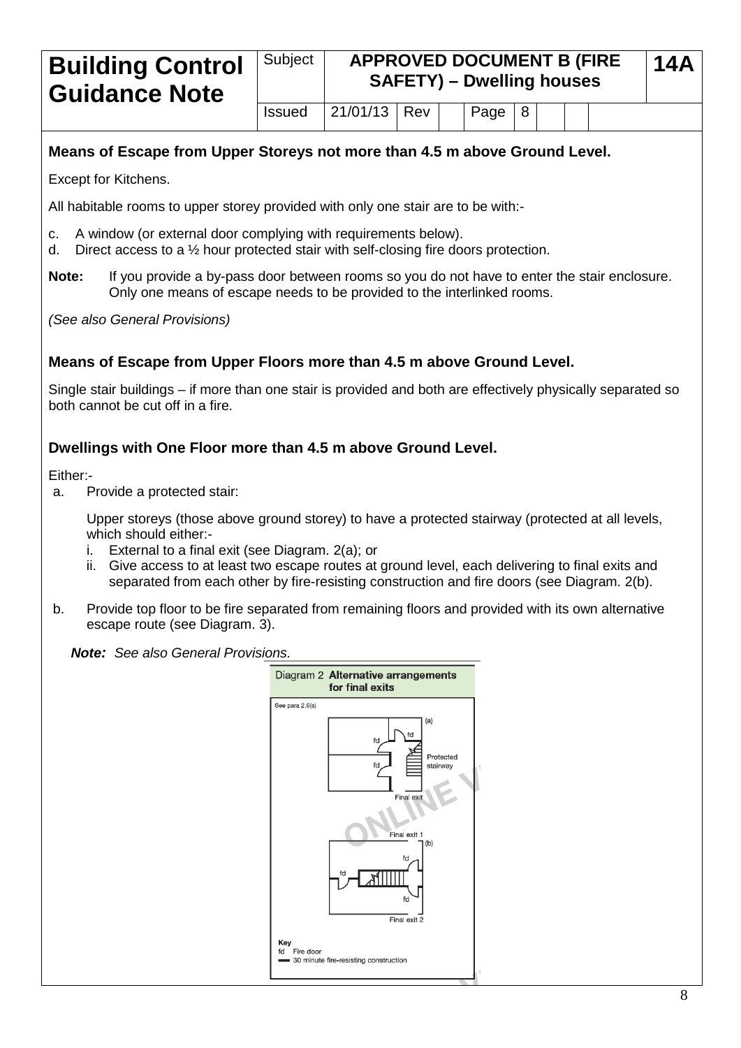## Means of Escape from Upper Storeys not more than 4.5 m above Ground Level.

Except for Kitchens.

All habitable rooms to upper storey provided with only one stair are to be with:-

c. A window (or external door complying with requirements below).
d. Direct access to a ½ hour protected stair with self-closing fire doors protection.

**Note:** If you provide a by-pass door between rooms so you do not have to enter the stair enclosure. Only one means of escape needs to be provided to the interlinked rooms.

*(See also General Provisions)*

## Means of Escape from Upper Floors more than 4.5 m above Ground Level.

Single stair buildings – if more than one stair is provided and both are effectively physically separated so both cannot be cut off in a fire.

## Dwellings with One Floor more than 4.5 m above Ground Level.

Either:-

a. Provide a protected stair:

   Upper storeys (those above ground storey) to have a protected stairway (protected at all levels, which should either:-
   
   i. External to a final exit (see Diagram. 2(a); or
   ii. Give access to at least two escape routes at ground level, each delivering to final exits and separated from each other by fire-resisting construction and fire doors (see Diagram. 2(b).

b. Provide top floor to be fire separated from remaining floors and provided with its own alternative escape route (see Diagram. 3).

***Note:*** *See also General Provisions.*

Diagram 2 **Alternative arrangements for final exits**

See para 2.6(a)

(a) fd, fd, fd, Protected stairway, Final exit

(b) Final exit 1, fd, fd, fd, Final exit 2

Key
fd Fire door
— 30 minute fire-resisting construction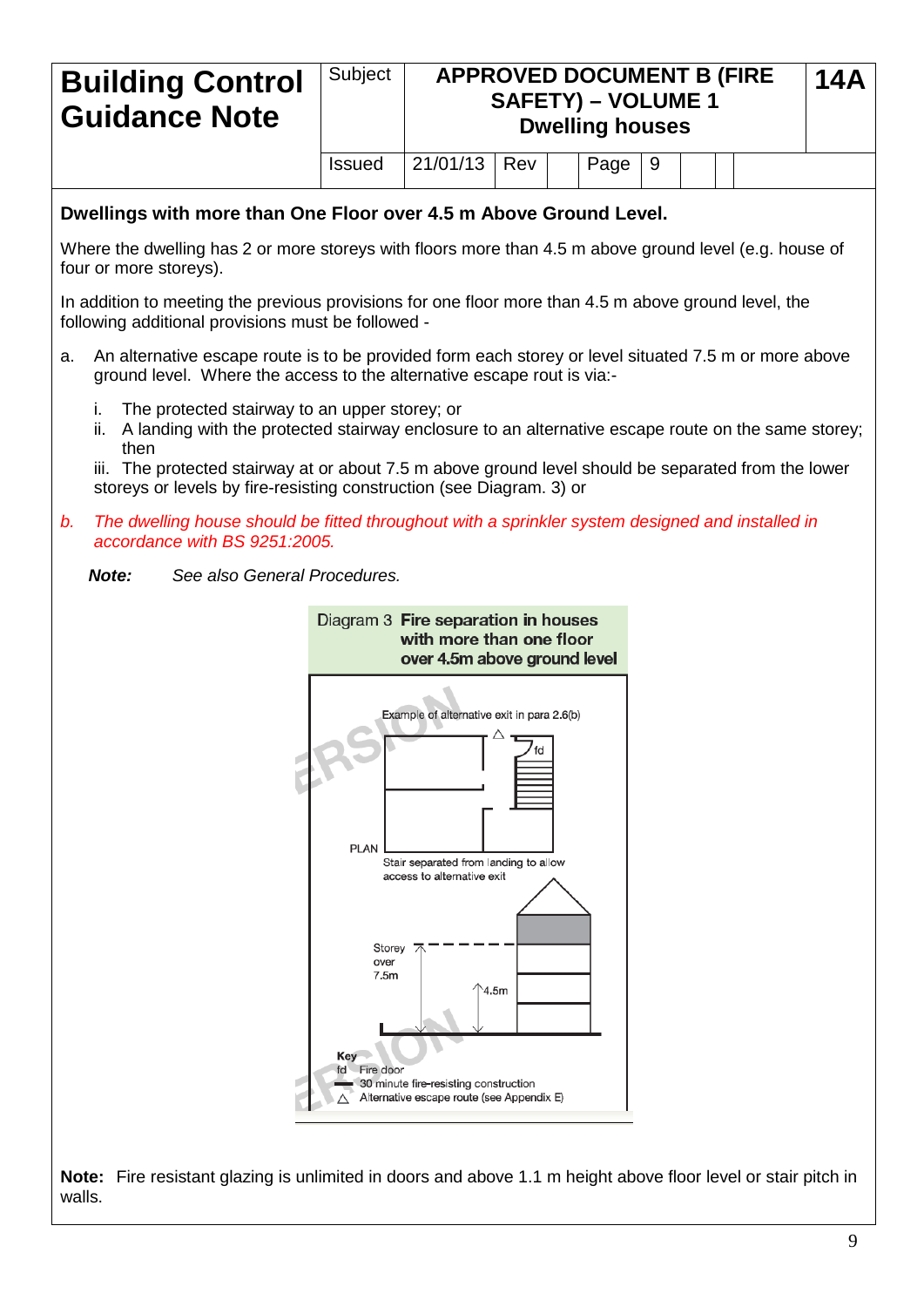| Building Control Guidance Note | Subject | APPROVED DOCUMENT B (FIRE SAFETY) – VOLUME 1 Dwelling houses | | | | | 14A |
|---|---|---|---|---|---|---|---|
| | Issued | 21/01/13 | Rev | | Page | 9 | |

**Dwellings with more than One Floor over 4.5 m Above Ground Level.**

Where the dwelling has 2 or more storeys with floors more than 4.5 m above ground level (e.g. house of four or more storeys).

In addition to meeting the previous provisions for one floor more than 4.5 m above ground level, the following additional provisions must be followed -

a. An alternative escape route is to be provided form each storey or level situated 7.5 m or more above ground level. Where the access to the alternative escape rout is via:-

   i. The protected stairway to an upper storey; or
   ii. A landing with the protected stairway enclosure to an alternative escape route on the same storey; then
   iii. The protected stairway at or about 7.5 m above ground level should be separated from the lower storeys or levels by fire-resisting construction (see Diagram. 3) or

*b. The dwelling house should be fitted throughout with a sprinkler system designed and installed in accordance with BS 9251:2005.*

***Note:*** *See also General Procedures.*

Diagram 3 **Fire separation in houses with more than one floor over 4.5m above ground level**

Example of alternative exit in para 2.6(b)

fd

PLAN

Stair separated from landing to allow access to alternative exit

Storey over 7.5m

4.5m

**Key**
fd Fire door
30 minute fire-resisting construction
△ Alternative escape route (see Appendix E)

**Note:** Fire resistant glazing is unlimited in doors and above 1.1 m height above floor level or stair pitch in walls.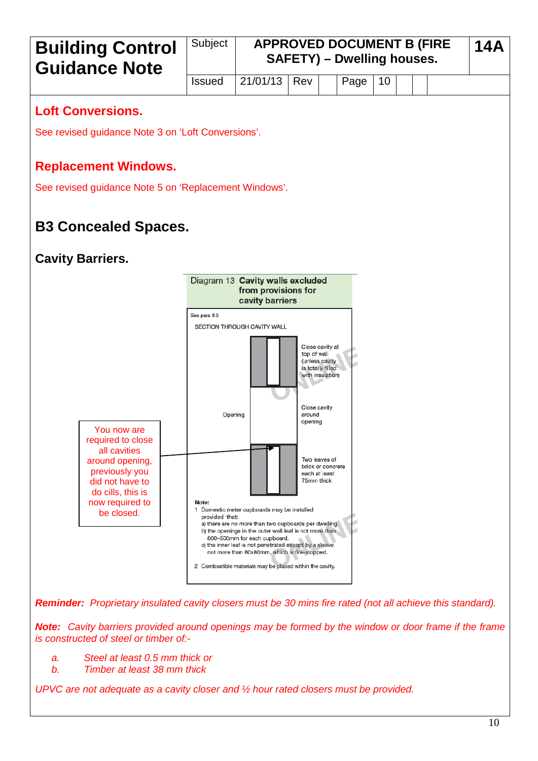| **Building Control Guidance Note** | Subject | **APPROVED DOCUMENT B (FIRE SAFETY) – Dwelling houses.** | | | | | | **14A** |
|---|---|---|---|---|---|---|---|---|
| | Issued | 21/01/13 | Rev | | Page | 10 | | |

## Loft Conversions.

See revised guidance Note 3 on 'Loft Conversions'.

## Replacement Windows.

See revised guidance Note 5 on 'Replacement Windows'.

# B3 Concealed Spaces.

## Cavity Barriers.

Diagram 13 **Cavity walls excluded from provisions for cavity barriers**

See para 6.3

SECTION THROUGH CAVITY WALL

Close cavity at top of wall (unless cavity is totally filled with insulation)

Opening

Close cavity around opening

Two leaves of brick or concrete each at least 75mm thick

You now are required to close all cavities around opening, previously you did not have to do cills, this is now required to be closed.

**Note:**

1 Domestic meter cupboards may be installed provided that:
a) there are no more than two cupboards per dwelling.
b) the openings in the outer wall leaf is not more than 800–500mm for each cupboard.
c) the inner leaf is not penetrated except by a sleeve not more than 80x80mm, which is fire-stopped.

2 Combustible materials may be placed within the cavity.

***Reminder:*** *Proprietary insulated cavity closers must be 30 mins fire rated (not all achieve this standard).*

***Note:*** *Cavity barriers provided around openings may be formed by the window or door frame if the frame is constructed of steel or timber of:-*

*a. Steel at least 0.5 mm thick or*
*b. Timber at least 38 mm thick*

*UPVC are not adequate as a cavity closer and ½ hour rated closers must be provided.*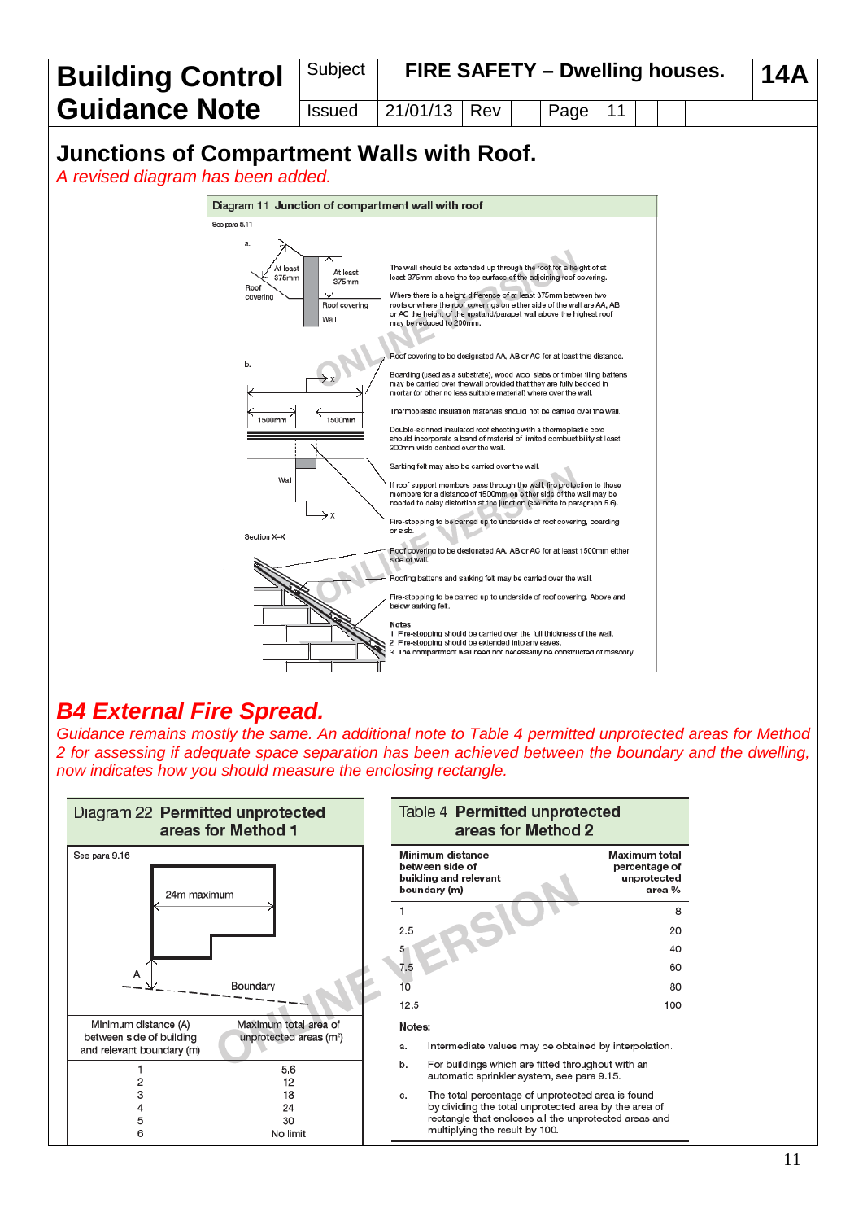| **Building Control Guidance Note** | Subject | **FIRE SAFETY – Dwelling houses.** | | | | **14A** |
|---|---|---|---|---|---|---|
| | Issued | 21/01/13 | Rev | | Page | 11 |

## Junctions of Compartment Walls with Roof.

*A revised diagram has been added.*

**Diagram 11 Junction of compartment wall with roof**

See para 5.11

a.

At least 375mm

At least 375mm

Roof covering

Roof covering

Wall

The wall should be extended up through the roof for a height of at least 375mm above the top surface of the adjoining roof covering.

Where there is a height difference of at least 375mm between two roofs or where the roof coverings on either side of the wall are AA, AB or AC the height of the upstand/parapet wall above the highest roof may be reduced to 200mm.

b.

1500mm

1500mm

Wall

Section X–X

Roof covering to be designated AA, AB or AC for at least this distance.

Boarding (used as a substrate), wood wool slabs or timber tiling battens may be carried over the wall provided that they are fully bedded in mortar (or other no less suitable material) where over the wall.

Thermoplastic insulation materials should not be carried over the wall.

Double-skinned insulated roof sheeting with a thermoplastic core should incorporate a band of material of limited combustibility at least 300mm wide centred over the wall.

Sarking felt may also be carried over the wall.

If roof support members pass through the wall, fire protection to these members for a distance of 1500mm on either side of the wall may be needed to delay distortion at the junction (see note to paragraph 5.6).

Fire-stopping to be carried up to underside of roof covering, boarding or slab.

Roof covering to be designated AA, AB or AC for at least 1500mm either side of wall.

Roofing battens and sarking felt may be carried over the wall.

Fire-stopping to be carried up to underside of roof covering. Above and below sarking felt.

**Notes**

1. Fire-stopping should be carried over the full thickness of the wall.
2. Fire-stopping should be extended into any eaves.
3. The compartment wall need not necessarily be constructed of masonry.

## *B4 External Fire Spread.*

*Guidance remains mostly the same. An additional note to Table 4 permitted unprotected areas for Method 2 for assessing if adequate space separation has been achieved between the boundary and the dwelling, now indicates how you should measure the enclosing rectangle.*

**Diagram 22 Permitted unprotected areas for Method 1**

See para 9.16

24m maximum

A

Boundary

| Minimum distance (A) between side of building and relevant boundary (m) | Maximum total area of unprotected areas (m²) |
|---|---|
| 1 | 5.6 |
| 2 | 12 |
| 3 | 18 |
| 4 | 24 |
| 5 | 30 |
| 6 | No limit |

**Table 4 Permitted unprotected areas for Method 2**

| Minimum distance between side of building and relevant boundary (m) | Maximum total percentage of unprotected area % |
|---|---|
| 1 | 8 |
| 2.5 | 20 |
| 5 | 40 |
| 7.5 | 60 |
| 10 | 80 |
| 12.5 | 100 |

**Notes:**

a. Intermediate values may be obtained by interpolation.

b. For buildings which are fitted throughout with an automatic sprinkler system, see para 9.15.

c. The total percentage of unprotected area is found by dividing the total unprotected area by the area of rectangle that encloses all the unprotected areas and multiplying the result by 100.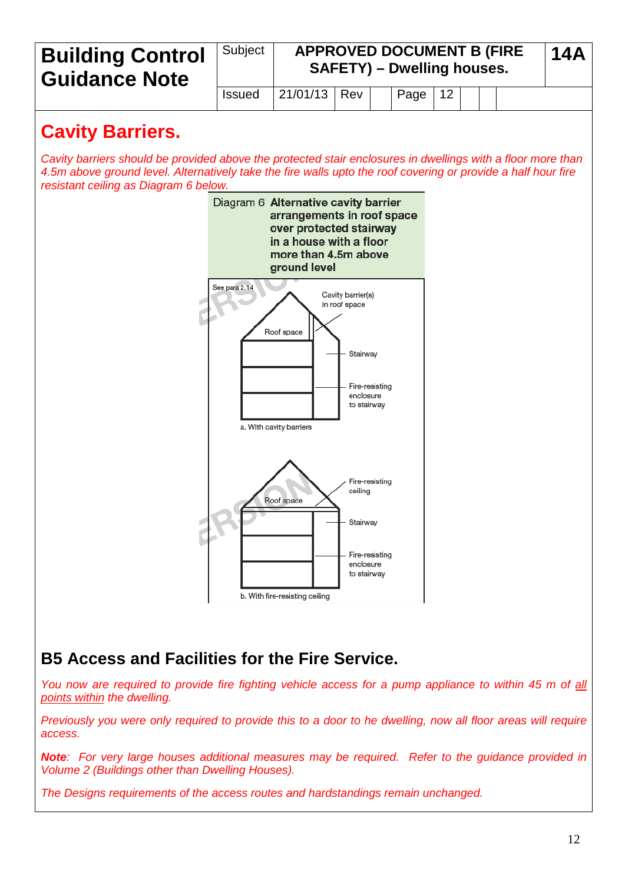| Building Control Guidance Note | Subject | APPROVED DOCUMENT B (FIRE SAFETY) – Dwelling houses. | | | | | 14A |
|---|---|---|---|---|---|---|---|
| | Issued | 21/01/13 | Rev | | Page | 12 | |

## Cavity Barriers.

*Cavity barriers should be provided above the protected stair enclosures in dwellings with a floor more than 4.5m above ground level. Alternatively take the fire walls upto the roof covering or provide a half hour fire resistant ceiling as Diagram 6 below.*

Diagram 6 **Alternative cavity barrier arrangements in roof space over protected stairway in a house with a floor more than 4.5m above ground level**

See para 2.14

Cavity barrier(s) in roof space

Roof space

Stairway

Fire-resisting enclosure to stairway

a. With cavity barriers

Fire-resisting ceiling

Roof space

Stairway

Fire-resisting enclosure to stairway

b. With fire-resisting ceiling

## B5 Access and Facilities for the Fire Service.

*You now are required to provide fire fighting vehicle access for a pump appliance to within 45 m of <u>all points within</u> the dwelling.*

*Previously you were only required to provide this to a door to he dwelling, now all floor areas will require access.*

***Note**: For very large houses additional measures may be required. Refer to the guidance provided in Volume 2 (Buildings other than Dwelling Houses).*

*The Designs requirements of the access routes and hardstandings remain unchanged.*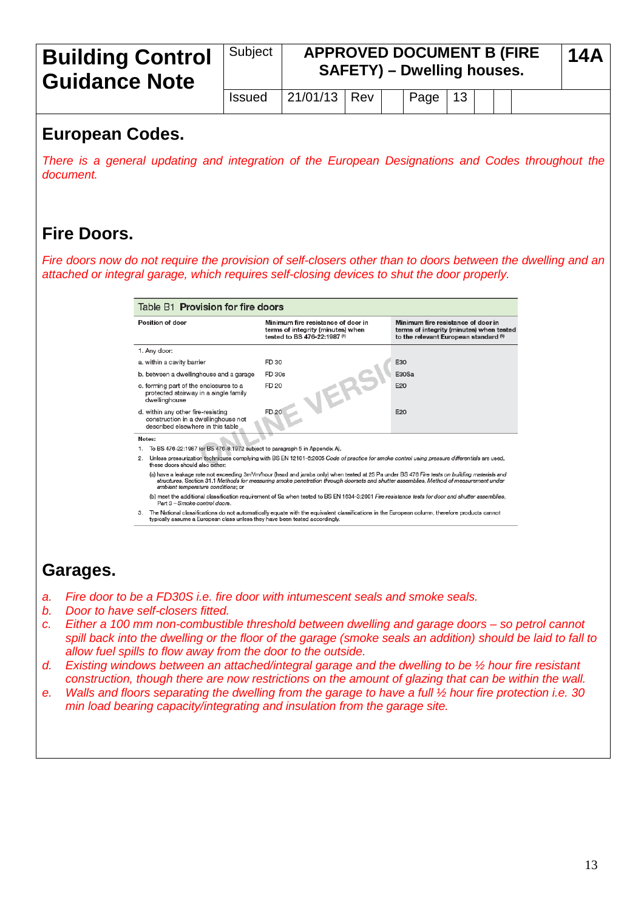| **Building Control Guidance Note** | Subject | **APPROVED DOCUMENT B (FIRE SAFETY) – Dwelling houses.** | | | | | **14A** |
|---|---|---|---|---|---|---|---|
| | Issued | 21/01/13 | Rev | | Page | 13 | |

## European Codes.

*There is a general updating and integration of the European Designations and Codes throughout the document.*

## Fire Doors.

*Fire doors now do not require the provision of self-closers other than to doors between the dwelling and an attached or integral garage, which requires self-closing devices to shut the door properly.*

Table B1 **Provision for fire doors**

| Position of door | Minimum fire resistance of door in terms of integrity (minutes) when tested to BS 476-22:1987 [1] | Minimum fire resistance of door in terms of integrity (minutes) when tested to the relevant European standard [3] |
|---|---|---|
| 1. Any door: | | |
| a. within a cavity barrier | FD 30 | E30 |
| b. between a dwellinghouse and a garage | FD 30s | E30Sa |
| c. forming part of the enclosures to a protected stairway in a single family dwellinghouse | FD 20 | E20 |
| d. within any other fire-resisting construction in a dwellinghouse not described elsewhere in this table | FD 20 | E20 |

**Notes:**

1. To BS 476-22:1987 (or BS 476-8:1972 subject to paragraph 5 in Appendix A).
2. Unless pressurization techniques complying with BS EN 12101-6:2005 *Code of practice for smoke control using pressure differentials* are used, these doors should also either:
   (a) have a leakage rate not exceeding 3m³/m/hour (head and jambs only) when tested at 25 Pa under BS 476 *Fire tests on building materials and structures*, Section 31.1 *Methods for measuring smoke penetration through doorsets and shutter assemblies, Method of measurement under ambient temperature conditions*; or
   (b) meet the additional classification requirement of Sa when tested to BS EN 1634-3:2001 *Fire resistance tests for door and shutter assemblies*, Part 3 – *Smoke control doors*.
3. The National classifications do not automatically equate with the equivalent classifications in the European column, therefore products cannot typically assume a European class unless they have been tested accordingly.

## Garages.

a. *Fire door to be a FD30S i.e. fire door with intumescent seals and smoke seals.*
b. *Door to have self-closers fitted.*
c. *Either a 100 mm non-combustible threshold between dwelling and garage doors – so petrol cannot spill back into the dwelling or the floor of the garage (smoke seals an addition) should be laid to fall to allow fuel spills to flow away from the door to the outside.*
d. *Existing windows between an attached/integral garage and the dwelling to be ½ hour fire resistant construction, though there are now restrictions on the amount of glazing that can be within the wall.*
e. *Walls and floors separating the dwelling from the garage to have a full ½ hour fire protection i.e. 30 min load bearing capacity/integrating and insulation from the garage site.*